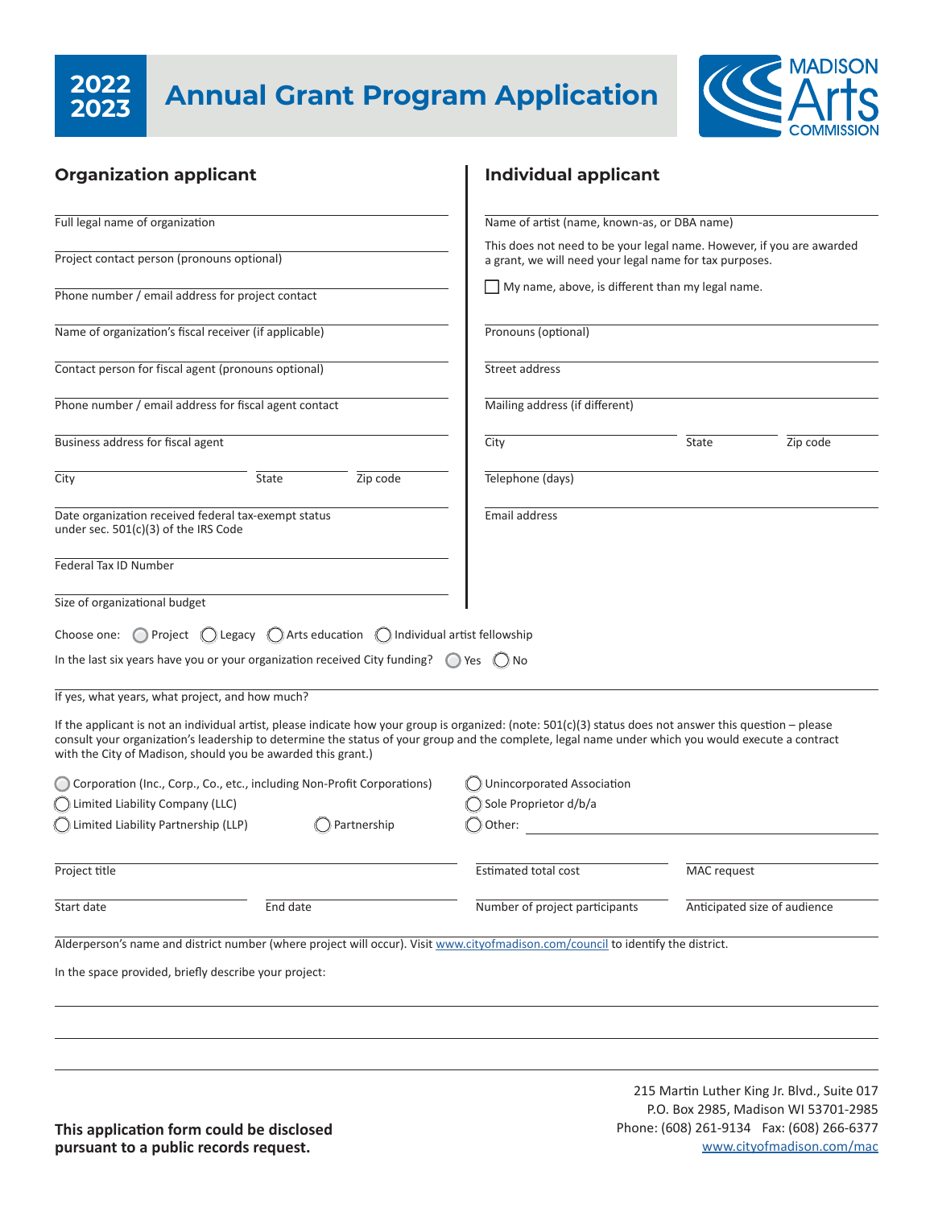# 2022 2023 Annual Grant Program Application

MADISON Arts COMMISSION

## Organization applicant

Full legal name of organization

Project contact person (pronouns optional)

Phone number / email address for project contact

Name of organization's fiscal receiver (if applicable)

Contact person for fiscal agent (pronouns optional)

Phone number / email address for fiscal agent contact

Business address for fiscal agent

City | State | Zip code

Date organization received federal tax-exempt status under sec. 501(c)(3) of the IRS Code

Federal Tax ID Number

Size of organizational budget

## Individual applicant

Name of artist (name, known-as, or DBA name)

This does not need to be your legal name. However, if you are awarded a grant, we will need your legal name for tax purposes.

☐ My name, above, is different than my legal name.

Pronouns (optional)

Street address

Mailing address (if different)

City | State | Zip code

Telephone (days)

Email address

Choose one: ◯ Project ◯ Legacy ◯ Arts education ◯ Individual artist fellowship

In the last six years have you or your organization received City funding? ◯ Yes ◯ No

If yes, what years, what project, and how much?

If the applicant is not an individual artist, please indicate how your group is organized: (note: 501(c)(3) status does not answer this question – please consult your organization's leadership to determine the status of your group and the complete, legal name under which you would execute a contract with the City of Madison, should you be awarded this grant.)

◯ Corporation (Inc., Corp., Co., etc., including Non-Profit Corporations)
◯ Limited Liability Company (LLC)
◯ Limited Liability Partnership (LLP)
◯ Partnership
◯ Unincorporated Association
◯ Sole Proprietor d/b/a
◯ Other:

Project title | Estimated total cost | MAC request

Start date | End date | Number of project participants | Anticipated size of audience

Alderperson's name and district number (where project will occur). Visit www.cityofmadison.com/council to identify the district.

In the space provided, briefly describe your project:

**This application form could be disclosed pursuant to a public records request.**

215 Martin Luther King Jr. Blvd., Suite 017
P.O. Box 2985, Madison WI 53701-2985
Phone: (608) 261-9134 Fax: (608) 266-6377
www.cityofmadison.com/mac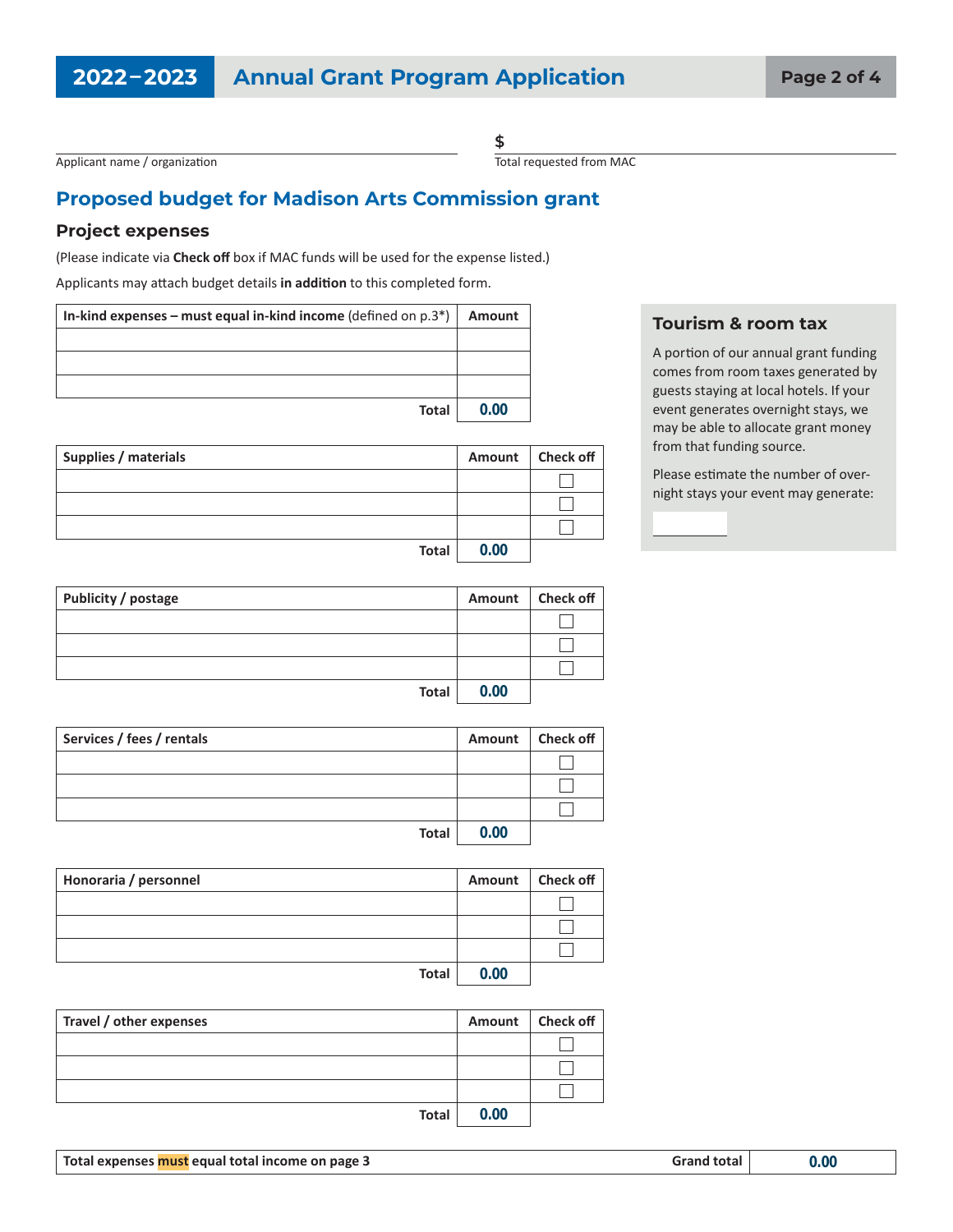Applicant name / organization

$

Total requested from MAC

## Proposed budget for Madison Arts Commission grant

### Project expenses

(Please indicate via **Check off** box if MAC funds will be used for the expense listed.)

Applicants may attach budget details **in addition** to this completed form.

| **In-kind expenses – must equal in-kind income** (defined on p.3*) | Amount |
|---|---|
| | |
| | |
| | |
| **Total** | 0.00 |

| Supplies / materials | Amount | Check off |
|---|---|---|
| | | ☐ |
| | | ☐ |
| | | ☐ |
| **Total** | 0.00 | |

| Publicity / postage | Amount | Check off |
|---|---|---|
| | | ☐ |
| | | ☐ |
| | | ☐ |
| **Total** | 0.00 | |

| Services / fees / rentals | Amount | Check off |
|---|---|---|
| | | ☐ |
| | | ☐ |
| | | ☐ |
| **Total** | 0.00 | |

| Honoraria / personnel | Amount | Check off |
|---|---|---|
| | | ☐ |
| | | ☐ |
| | | ☐ |
| **Total** | 0.00 | |

| Travel / other expenses | Amount | Check off |
|---|---|---|
| | | ☐ |
| | | ☐ |
| | | ☐ |
| **Total** | 0.00 | |

| **Total expenses must equal total income on page 3** | **Grand total** | 0.00 |
|---|---|---|

### Tourism & room tax

A portion of our annual grant funding comes from room taxes generated by guests staying at local hotels. If your event generates overnight stays, we may be able to allocate grant money from that funding source.

Please estimate the number of overnight stays your event may generate: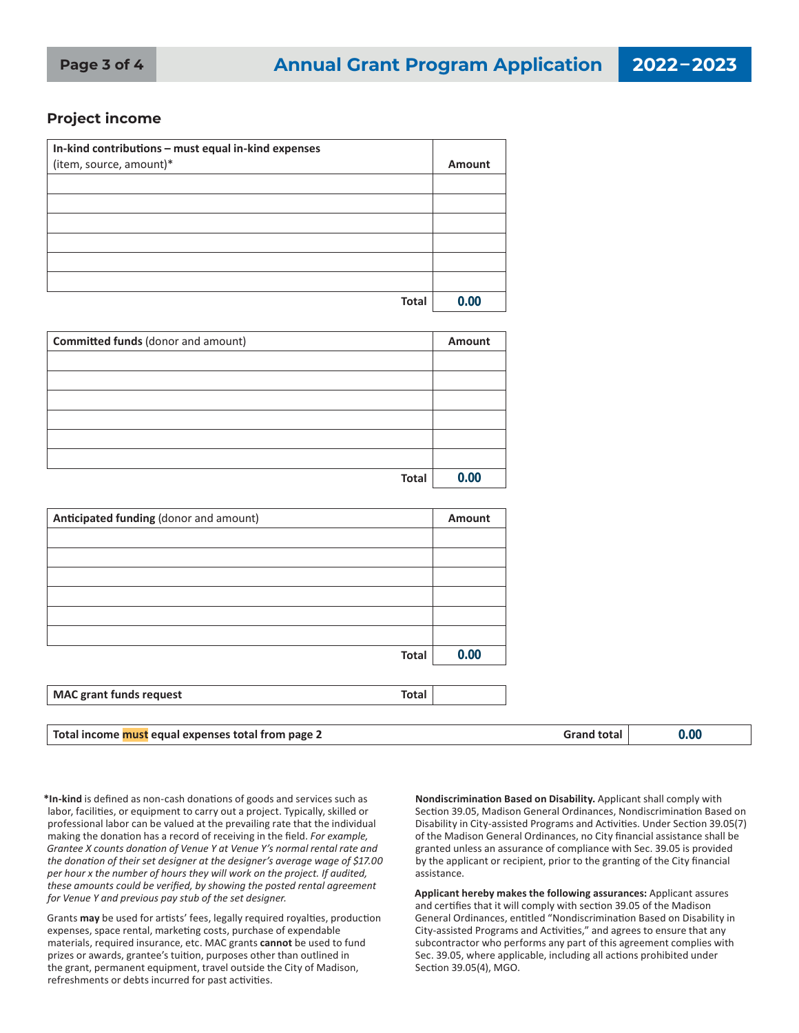## Project income

| In-kind contributions – must equal in-kind expenses (item, source, amount)* | Amount |
|---|---|
| | |
| | |
| | |
| | |
| | |
| | |
| **Total** | 0.00 |

| **Committed funds** (donor and amount) | Amount |
|---|---|
| | |
| | |
| | |
| | |
| | |
| | |
| **Total** | 0.00 |

| **Anticipated funding** (donor and amount) | Amount |
|---|---|
| | |
| | |
| | |
| | |
| | |
| | |
| **Total** | 0.00 |

| **MAC grant funds request** | **Total** | |
|---|---|---|

| **Total income must equal expenses total from page 2** | **Grand total** | 0.00 |
|---|---|---|

***In-kind** is defined as non-cash donations of goods and services such as labor, facilities, or equipment to carry out a project. Typically, skilled or professional labor can be valued at the prevailing rate that the individual making the donation has a record of receiving in the field. *For example, Grantee X counts donation of Venue Y at Venue Y's normal rental rate and the donation of their set designer at the designer's average wage of $17.00 per hour x the number of hours they will work on the project. If audited, these amounts could be verified, by showing the posted rental agreement for Venue Y and previous pay stub of the set designer.*

Grants **may** be used for artists' fees, legally required royalties, production expenses, space rental, marketing costs, purchase of expendable materials, required insurance, etc. MAC grants **cannot** be used to fund prizes or awards, grantee's tuition, purposes other than outlined in the grant, permanent equipment, travel outside the City of Madison, refreshments or debts incurred for past activities.

**Nondiscrimination Based on Disability.** Applicant shall comply with Section 39.05, Madison General Ordinances, Nondiscrimination Based on Disability in City-assisted Programs and Activities. Under Section 39.05(7) of the Madison General Ordinances, no City financial assistance shall be granted unless an assurance of compliance with Sec. 39.05 is provided by the applicant or recipient, prior to the granting of the City financial assistance.

**Applicant hereby makes the following assurances:** Applicant assures and certifies that it will comply with section 39.05 of the Madison General Ordinances, entitled "Nondiscrimination Based on Disability in City-assisted Programs and Activities," and agrees to ensure that any subcontractor who performs any part of this agreement complies with Sec. 39.05, where applicable, including all actions prohibited under Section 39.05(4), MGO.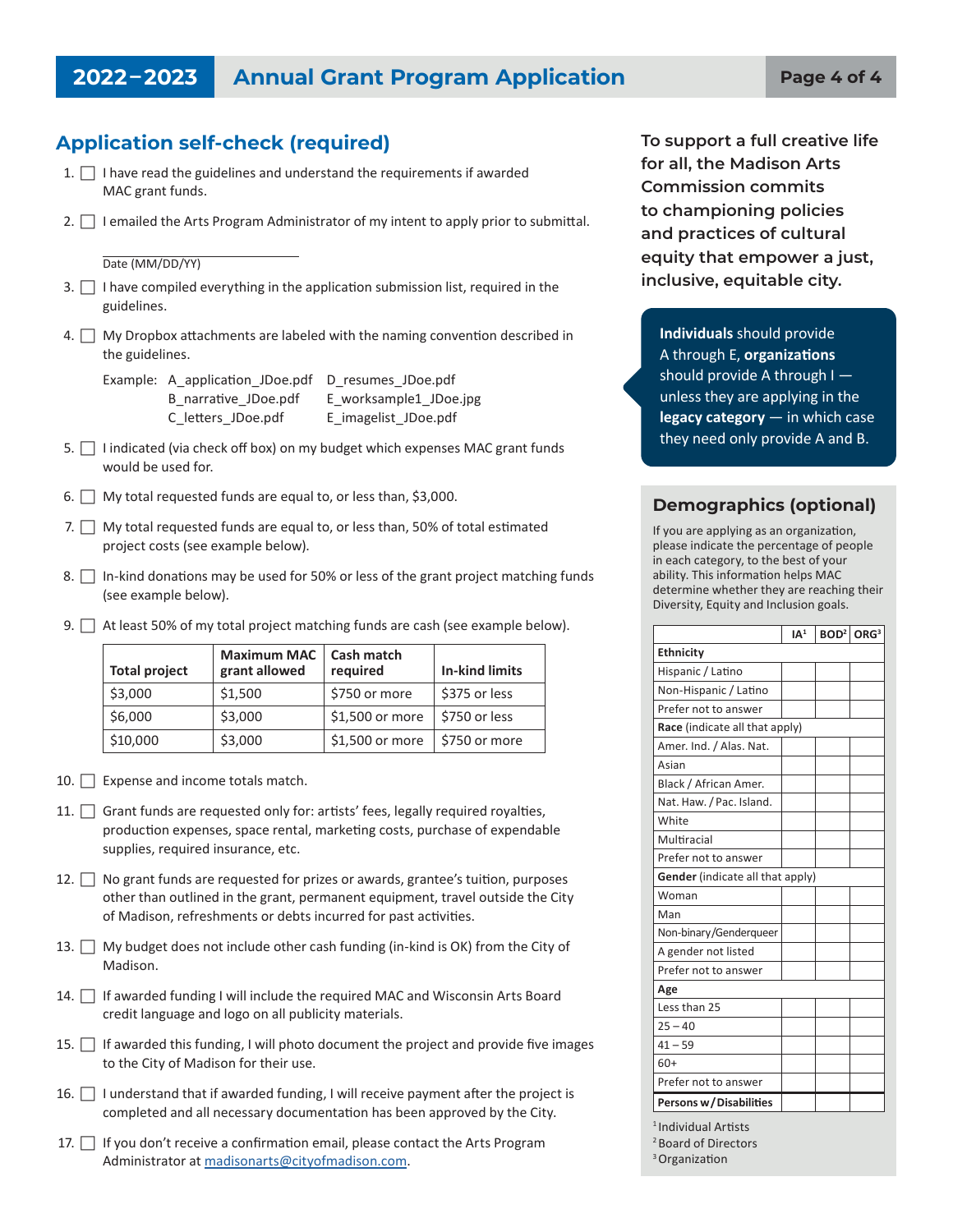## 2022–2023 Annual Grant Program Application

## Application self-check (required)

1. ☐ I have read the guidelines and understand the requirements if awarded MAC grant funds.
2. ☐ I emailed the Arts Program Administrator of my intent to apply prior to submittal.

   ______________________
   Date (MM/DD/YY)

3. ☐ I have compiled everything in the application submission list, required in the guidelines.
4. ☐ My Dropbox attachments are labeled with the naming convention described in the guidelines.

   Example: A_application_JDoe.pdf, B_narrative_JDoe.pdf, C_letters_JDoe.pdf, D_resumes_JDoe.pdf, E_worksample1_JDoe.jpg, E_imagelist_JDoe.pdf

5. ☐ I indicated (via check off box) on my budget which expenses MAC grant funds would be used for.
6. ☐ My total requested funds are equal to, or less than, $3,000.
7. ☐ My total requested funds are equal to, or less than, 50% of total estimated project costs (see example below).
8. ☐ In-kind donations may be used for 50% or less of the grant project matching funds (see example below).
9. ☐ At least 50% of my total project matching funds are cash (see example below).

| Total project | Maximum MAC grant allowed | Cash match required | In-kind limits |
|---|---|---|---|
| $3,000 | $1,500 | $750 or more | $375 or less |
| $6,000 | $3,000 | $1,500 or more | $750 or less |
| $10,000 | $3,000 | $1,500 or more | $750 or more |

10. ☐ Expense and income totals match.
11. ☐ Grant funds are requested only for: artists' fees, legally required royalties, production expenses, space rental, marketing costs, purchase of expendable supplies, required insurance, etc.
12. ☐ No grant funds are requested for prizes or awards, grantee's tuition, purposes other than outlined in the grant, permanent equipment, travel outside the City of Madison, refreshments or debts incurred for past activities.
13. ☐ My budget does not include other cash funding (in-kind is OK) from the City of Madison.
14. ☐ If awarded funding I will include the required MAC and Wisconsin Arts Board credit language and logo on all publicity materials.
15. ☐ If awarded this funding, I will photo document the project and provide five images to the City of Madison for their use.
16. ☐ I understand that if awarded funding, I will receive payment after the project is completed and all necessary documentation has been approved by the City.
17. ☐ If you don't receive a confirmation email, please contact the Arts Program Administrator at madisonarts@cityofmadison.com.

**To support a full creative life for all, the Madison Arts Commission commits to championing policies and practices of cultural equity that empower a just, inclusive, equitable city.**

**Individuals** should provide A through E, **organizations** should provide A through I — unless they are applying in the **legacy category** — in which case they need only provide A and B.

## Demographics (optional)

If you are applying as an organization, please indicate the percentage of people in each category, to the best of your ability. This information helps MAC determine whether they are reaching their Diversity, Equity and Inclusion goals.

| | IA[1] | BOD[2] | ORG[3] |
|---|---|---|---|
| **Ethnicity** | | | |
| Hispanic / Latino | | | |
| Non-Hispanic / Latino | | | |
| Prefer not to answer | | | |
| **Race** (indicate all that apply) | | | |
| Amer. Ind. / Alas. Nat. | | | |
| Asian | | | |
| Black / African Amer. | | | |
| Nat. Haw. / Pac. Island. | | | |
| White | | | |
| Multiracial | | | |
| Prefer not to answer | | | |
| **Gender** (indicate all that apply) | | | |
| Woman | | | |
| Man | | | |
| Non-binary/Genderqueer | | | |
| A gender not listed | | | |
| Prefer not to answer | | | |
| **Age** | | | |
| Less than 25 | | | |
| 25 – 40 | | | |
| 41 – 59 | | | |
| 60+ | | | |
| Prefer not to answer | | | |
| **Persons w/Disabilities** | | | |

[1] Individual Artists
[2] Board of Directors
[3] Organization